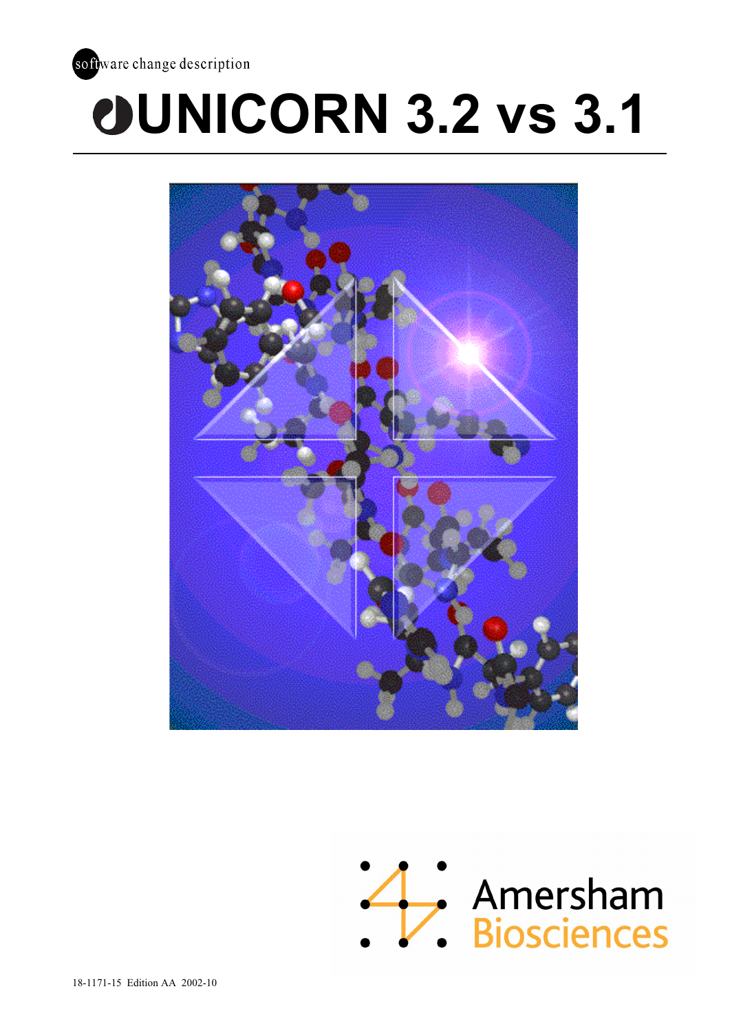software change description

# UNICORN 3.2 vs 3.1

Amersham Biosciences

18-1171-15 Edition AA 2002-10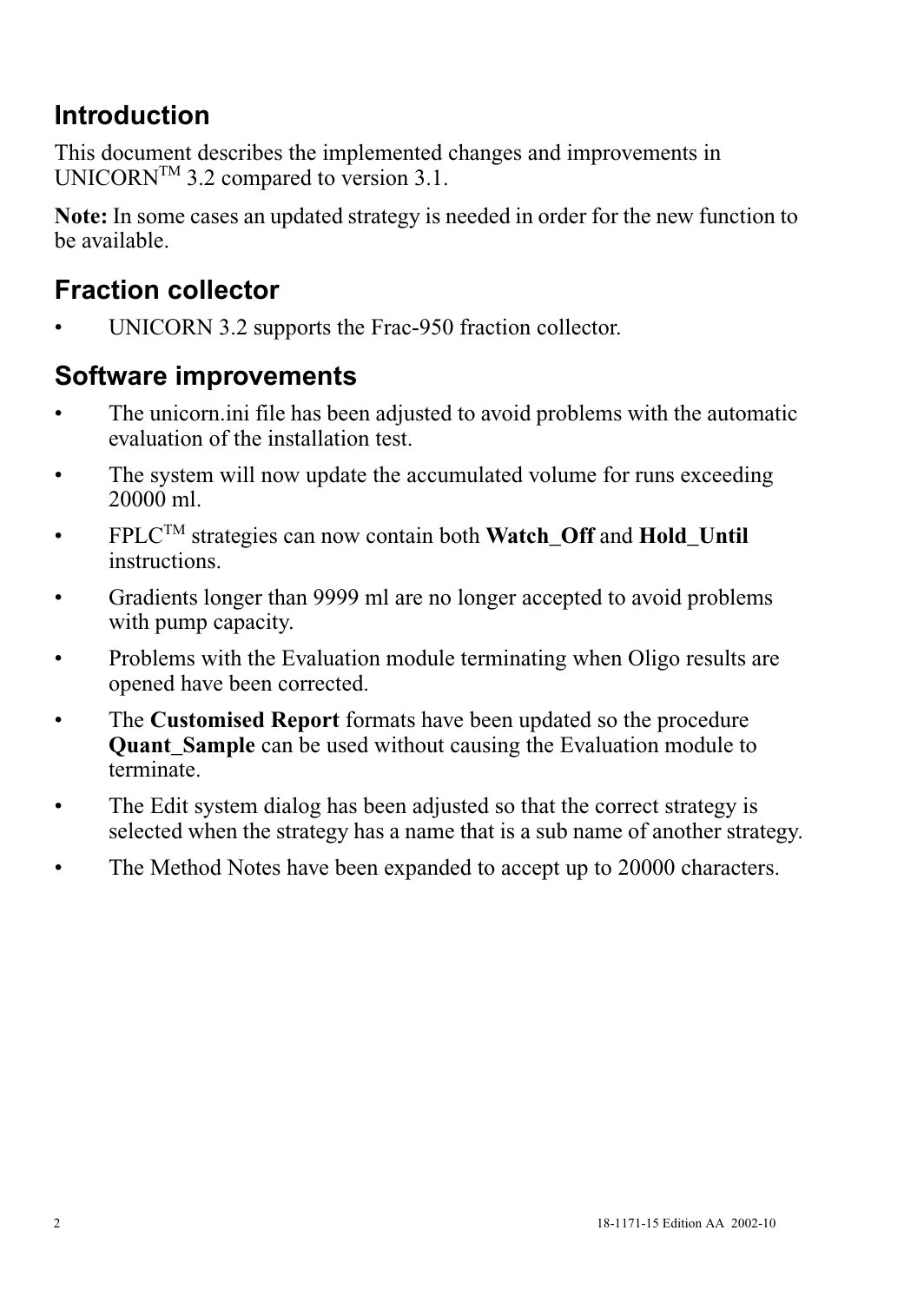## Introduction

This document describes the implemented changes and improvements in UNICORN™ 3.2 compared to version 3.1.

**Note:** In some cases an updated strategy is needed in order for the new function to be available.

## Fraction collector

- UNICORN 3.2 supports the Frac-950 fraction collector.

## Software improvements

- The unicorn.ini file has been adjusted to avoid problems with the automatic evaluation of the installation test.
- The system will now update the accumulated volume for runs exceeding 20000 ml.
- FPLC™ strategies can now contain both **Watch_Off** and **Hold_Until** instructions.
- Gradients longer than 9999 ml are no longer accepted to avoid problems with pump capacity.
- Problems with the Evaluation module terminating when Oligo results are opened have been corrected.
- The **Customised Report** formats have been updated so the procedure **Quant_Sample** can be used without causing the Evaluation module to terminate.
- The Edit system dialog has been adjusted so that the correct strategy is selected when the strategy has a name that is a sub name of another strategy.
- The Method Notes have been expanded to accept up to 20000 characters.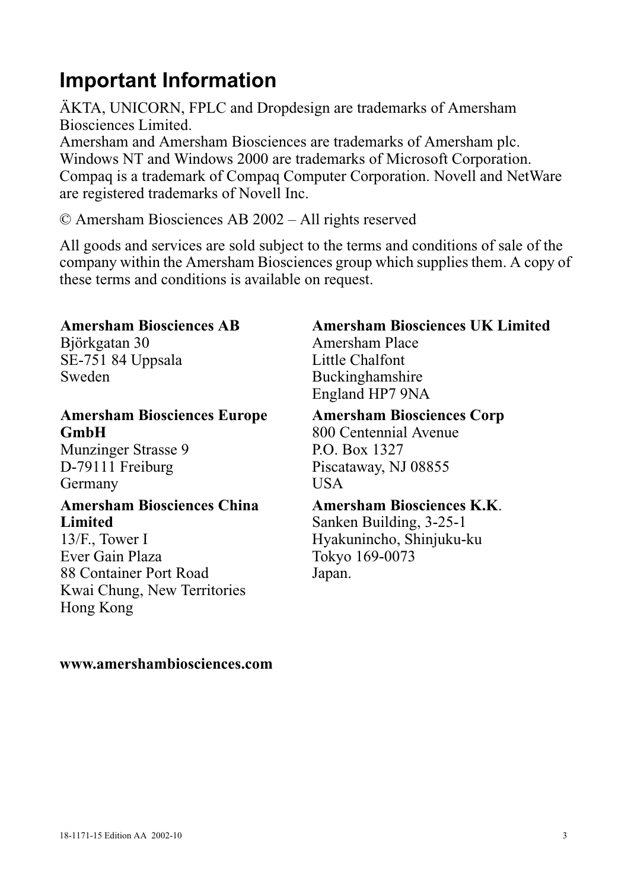# Important Information

ÄKTA, UNICORN, FPLC and Dropdesign are trademarks of Amersham Biosciences Limited.
Amersham and Amersham Biosciences are trademarks of Amersham plc.
Windows NT and Windows 2000 are trademarks of Microsoft Corporation. Compaq is a trademark of Compaq Computer Corporation. Novell and NetWare are registered trademarks of Novell Inc.

© Amersham Biosciences AB 2002 – All rights reserved

All goods and services are sold subject to the terms and conditions of sale of the company within the Amersham Biosciences group which supplies them. A copy of these terms and conditions is available on request.

**Amersham Biosciences AB**
Björkgatan 30
SE-751 84 Uppsala
Sweden

**Amersham Biosciences Europe GmbH**
Munzinger Strasse 9
D-79111 Freiburg
Germany

**Amersham Biosciences China Limited**
13/F., Tower I
Ever Gain Plaza
88 Container Port Road
Kwai Chung, New Territories
Hong Kong

**Amersham Biosciences UK Limited**
Amersham Place
Little Chalfont
Buckinghamshire
England HP7 9NA

**Amersham Biosciences Corp**
800 Centennial Avenue
P.O. Box 1327
Piscataway, NJ 08855
USA

**Amersham Biosciences K.K**.
Sanken Building, 3-25-1
Hyakunincho, Shinjuku-ku
Tokyo 169-0073
Japan.

**www.amershambiosciences.com**

18-1171-15 Edition AA 2002-10